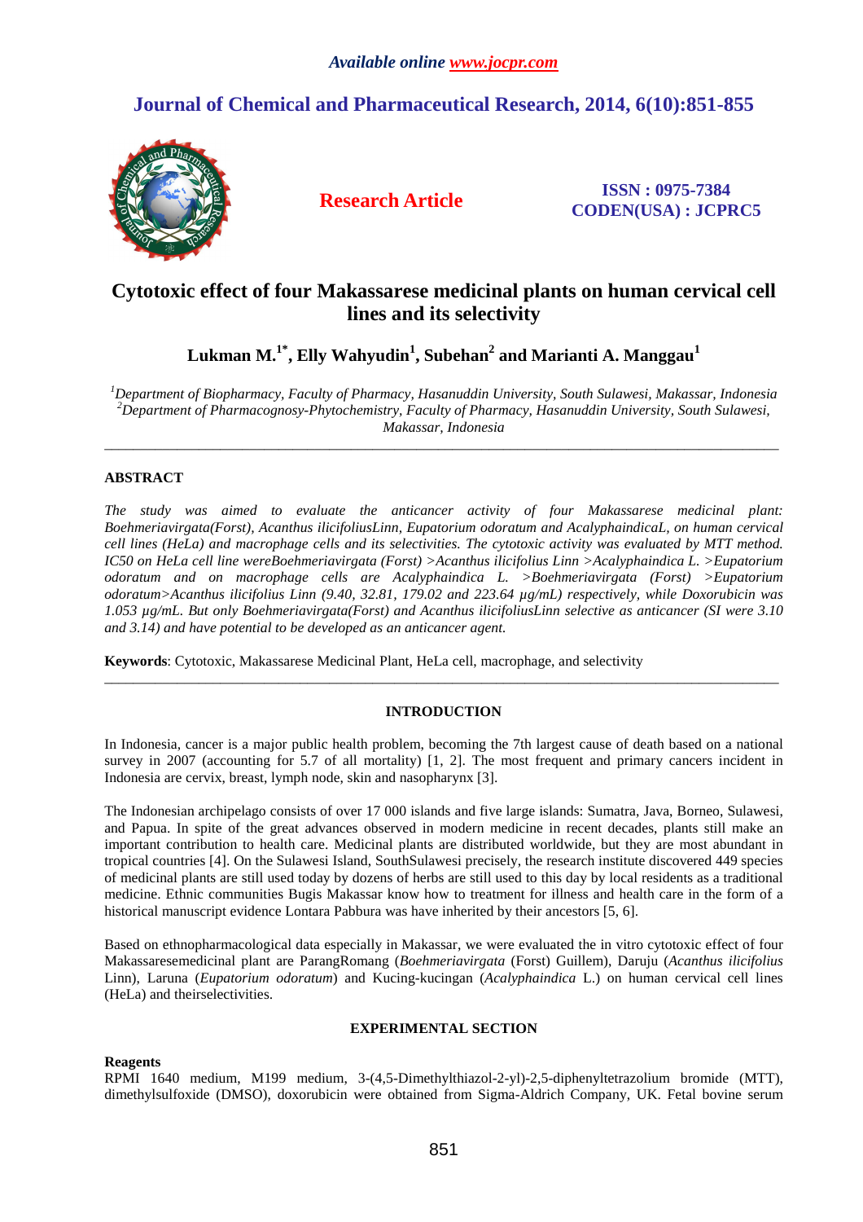Available online www.jocpr.com

# Journal of Chemical and Pharmaceutical Research, 2014, 6(10):851-855

**Research Article**

**ISSN : 0975-7384**
**CODEN(USA) : JCPRC5**

# Cytotoxic effect of four Makassarese medicinal plants on human cervical cell lines and its selectivity

**Lukman M.[1*], Elly Wahyudin[1], Subehan[2] and Marianti A. Manggau[1]**

*[1]Department of Biopharmacy, Faculty of Pharmacy, Hasanuddin University, South Sulawesi, Makassar, Indonesia*
*[2]Department of Pharmacognosy-Phytochemistry, Faculty of Pharmacy, Hasanuddin University, South Sulawesi, Makassar, Indonesia*

---

## ABSTRACT

*The study was aimed to evaluate the anticancer activity of four Makassarese medicinal plant: Boehmeriavirgata(Forst), Acanthus ilicifoliusLinn, Eupatorium odoratum and AcalyphaindicaL, on human cervical cell lines (HeLa) and macrophage cells and its selectivities. The cytotoxic activity was evaluated by MTT method. IC50 on HeLa cell line wereBoehmeriavirgata (Forst) >Acanthus ilicifolius Linn >Acalyphaindica L. >Eupatorium odoratum and on macrophage cells are Acalyphaindica L. >Boehmeriavirgata (Forst) >Eupatorium odoratum>Acanthus ilicifolius Linn (9.40, 32.81, 179.02 and 223.64 µg/mL) respectively, while Doxorubicin was 1.053 µg/mL. But only Boehmeriavirgata(Forst) and Acanthus ilicifoliusLinn selective as anticancer (SI were 3.10 and 3.14) and have potential to be developed as an anticancer agent.*

**Keywords**: Cytotoxic, Makassarese Medicinal Plant, HeLa cell, macrophage, and selectivity

---

## INTRODUCTION

In Indonesia, cancer is a major public health problem, becoming the 7th largest cause of death based on a national survey in 2007 (accounting for 5.7 of all mortality) [1, 2]. The most frequent and primary cancers incident in Indonesia are cervix, breast, lymph node, skin and nasopharynx [3].

The Indonesian archipelago consists of over 17 000 islands and five large islands: Sumatra, Java, Borneo, Sulawesi, and Papua. In spite of the great advances observed in modern medicine in recent decades, plants still make an important contribution to health care. Medicinal plants are distributed worldwide, but they are most abundant in tropical countries [4]. On the Sulawesi Island, SouthSulawesi precisely, the research institute discovered 449 species of medicinal plants are still used today by dozens of herbs are still used to this day by local residents as a traditional medicine. Ethnic communities Bugis Makassar know how to treatment for illness and health care in the form of a historical manuscript evidence Lontara Pabbura was have inherited by their ancestors [5, 6].

Based on ethnopharmacological data especially in Makassar, we were evaluated the in vitro cytotoxic effect of four Makassaresemedicinal plant are ParangRomang (*Boehmeriavirgata* (Forst) Guillem), Daruju (*Acanthus ilicifolius* Linn), Laruna (*Eupatorium odoratum*) and Kucing-kucingan (*Acalyphaindica* L.) on human cervical cell lines (HeLa) and theirselectivities.

## EXPERIMENTAL SECTION

**Reagents**
RPMI 1640 medium, M199 medium, 3-(4,5-Dimethylthiazol-2-yl)-2,5-diphenyltetrazolium bromide (MTT), dimethylsulfoxide (DMSO), doxorubicin were obtained from Sigma-Aldrich Company, UK. Fetal bovine serum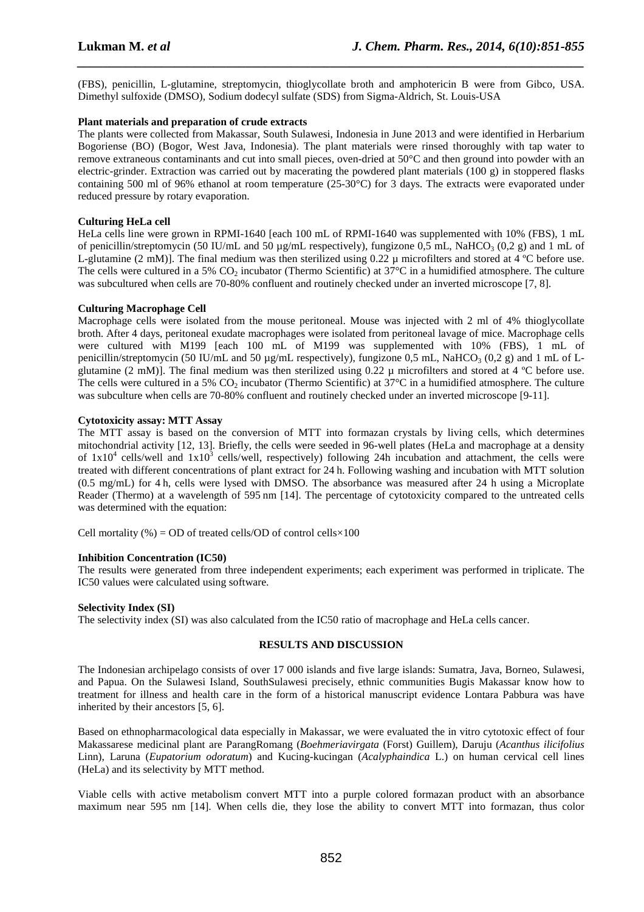(FBS), penicillin, L-glutamine, streptomycin, thioglycollate broth and amphotericin B were from Gibco, USA. Dimethyl sulfoxide (DMSO), Sodium dodecyl sulfate (SDS) from Sigma-Aldrich, St. Louis-USA

**Plant materials and preparation of crude extracts**

The plants were collected from Makassar, South Sulawesi, Indonesia in June 2013 and were identified in Herbarium Bogoriense (BO) (Bogor, West Java, Indonesia). The plant materials were rinsed thoroughly with tap water to remove extraneous contaminants and cut into small pieces, oven-dried at 50°C and then ground into powder with an electric-grinder. Extraction was carried out by macerating the powdered plant materials (100 g) in stoppered flasks containing 500 ml of 96% ethanol at room temperature (25-30°C) for 3 days. The extracts were evaporated under reduced pressure by rotary evaporation.

**Culturing HeLa cell**

HeLa cells line were grown in RPMI-1640 [each 100 mL of RPMI-1640 was supplemented with 10% (FBS), 1 mL of penicillin/streptomycin (50 IU/mL and 50 µg/mL respectively), fungizone 0,5 mL, $NaHCO_3$ (0,2 g) and 1 mL of L-glutamine (2 mM)]. The final medium was then sterilized using 0.22 µ microfilters and stored at 4 ºC before use. The cells were cultured in a 5% $CO_2$ incubator (Thermo Scientific) at 37°C in a humidified atmosphere. The culture was subcultured when cells are 70-80% confluent and routinely checked under an inverted microscope [7, 8].

**Culturing Macrophage Cell**

Macrophage cells were isolated from the mouse peritoneal. Mouse was injected with 2 ml of 4% thioglycollate broth. After 4 days, peritoneal exudate macrophages were isolated from peritoneal lavage of mice. Macrophage cells were cultured with M199 [each 100 mL of M199 was supplemented with 10% (FBS), 1 mL of penicillin/streptomycin (50 IU/mL and 50 µg/mL respectively), fungizone 0,5 mL, $NaHCO_3$ (0,2 g) and 1 mL of L-glutamine (2 mM)]. The final medium was then sterilized using 0.22 µ microfilters and stored at 4 ºC before use. The cells were cultured in a 5% $CO_2$ incubator (Thermo Scientific) at 37°C in a humidified atmosphere. The culture was subculture when cells are 70-80% confluent and routinely checked under an inverted microscope [9-11].

**Cytotoxicity assay: MTT Assay**

The MTT assay is based on the conversion of MTT into formazan crystals by living cells, which determines mitochondrial activity [12, 13]. Briefly, the cells were seeded in 96-well plates (HeLa and macrophage at a density of $1x10^4$ cells/well and $1x10^3$ cells/well, respectively) following 24h incubation and attachment, the cells were treated with different concentrations of plant extract for 24 h. Following washing and incubation with MTT solution (0.5 mg/mL) for 4 h, cells were lysed with DMSO. The absorbance was measured after 24 h using a Microplate Reader (Thermo) at a wavelength of 595 nm [14]. The percentage of cytotoxicity compared to the untreated cells was determined with the equation:

Cell mortality (%) = OD of treated cells/OD of control cells×100

**Inhibition Concentration (IC50)**

The results were generated from three independent experiments; each experiment was performed in triplicate. The IC50 values were calculated using software.

**Selectivity Index (SI)**

The selectivity index (SI) was also calculated from the IC50 ratio of macrophage and HeLa cells cancer.

## RESULTS AND DISCUSSION

The Indonesian archipelago consists of over 17 000 islands and five large islands: Sumatra, Java, Borneo, Sulawesi, and Papua. On the Sulawesi Island, SouthSulawesi precisely, ethnic communities Bugis Makassar know how to treatment for illness and health care in the form of a historical manuscript evidence Lontara Pabbura was have inherited by their ancestors [5, 6].

Based on ethnopharmacological data especially in Makassar, we were evaluated the in vitro cytotoxic effect of four Makassarese medicinal plant are ParangRomang (*Boehmeriavirgata* (Forst) Guillem), Daruju (*Acanthus ilicifolius* Linn), Laruna (*Eupatorium odoratum*) and Kucing-kucingan (*Acalyphaindica* L.) on human cervical cell lines (HeLa) and its selectivity by MTT method.

Viable cells with active metabolism convert MTT into a purple colored formazan product with an absorbance maximum near 595 nm [14]. When cells die, they lose the ability to convert MTT into formazan, thus color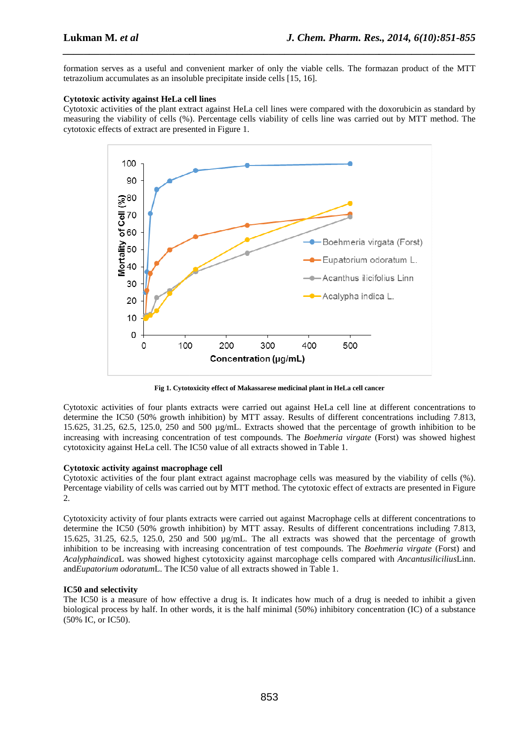formation serves as a useful and convenient marker of only the viable cells. The formazan product of the MTT tetrazolium accumulates as an insoluble precipitate inside cells [15, 16].

**Cytotoxic activity against HeLa cell lines**

Cytotoxic activities of the plant extract against HeLa cell lines were compared with the doxorubicin as standard by measuring the viability of cells (%). Percentage cells viability of cells line was carried out by MTT method. The cytotoxic effects of extract are presented in Figure 1.

**Fig 1. Cytotoxicity effect of Makassarese medicinal plant in HeLa cell cancer**

Cytotoxic activities of four plants extracts were carried out against HeLa cell line at different concentrations to determine the IC50 (50% growth inhibition) by MTT assay. Results of different concentrations including 7.813, 15.625, 31.25, 62.5, 125.0, 250 and 500 µg/mL. Extracts showed that the percentage of growth inhibition to be increasing with increasing concentration of test compounds. The *Boehmeria virgate* (Forst) was showed highest cytotoxicity against HeLa cell. The IC50 value of all extracts showed in Table 1.

**Cytotoxic activity against macrophage cell**

Cytotoxic activities of the four plant extract against macrophage cells was measured by the viability of cells (%). Percentage viability of cells was carried out by MTT method. The cytotoxic effect of extracts are presented in Figure 2.

Cytotoxicity activity of four plants extracts were carried out against Macrophage cells at different concentrations to determine the IC50 (50% growth inhibition) by MTT assay. Results of different concentrations including 7.813, 15.625, 31.25, 62.5, 125.0, 250 and 500 µg/mL. The all extracts was showed that the percentage of growth inhibition to be increasing with increasing concentration of test compounds. The *Boehmeria virgate* (Forst) and *Acalyphaindica*L was showed highest cytotoxicity against marcophage cells compared with *Ancantusiliciliius*Linn. and*Eupatorium odoratum*L. The IC50 value of all extracts showed in Table 1.

**IC50 and selectivity**

The IC50 is a measure of how effective a drug is. It indicates how much of a drug is needed to inhibit a given biological process by half. In other words, it is the half minimal (50%) inhibitory concentration (IC) of a substance (50% IC, or IC50).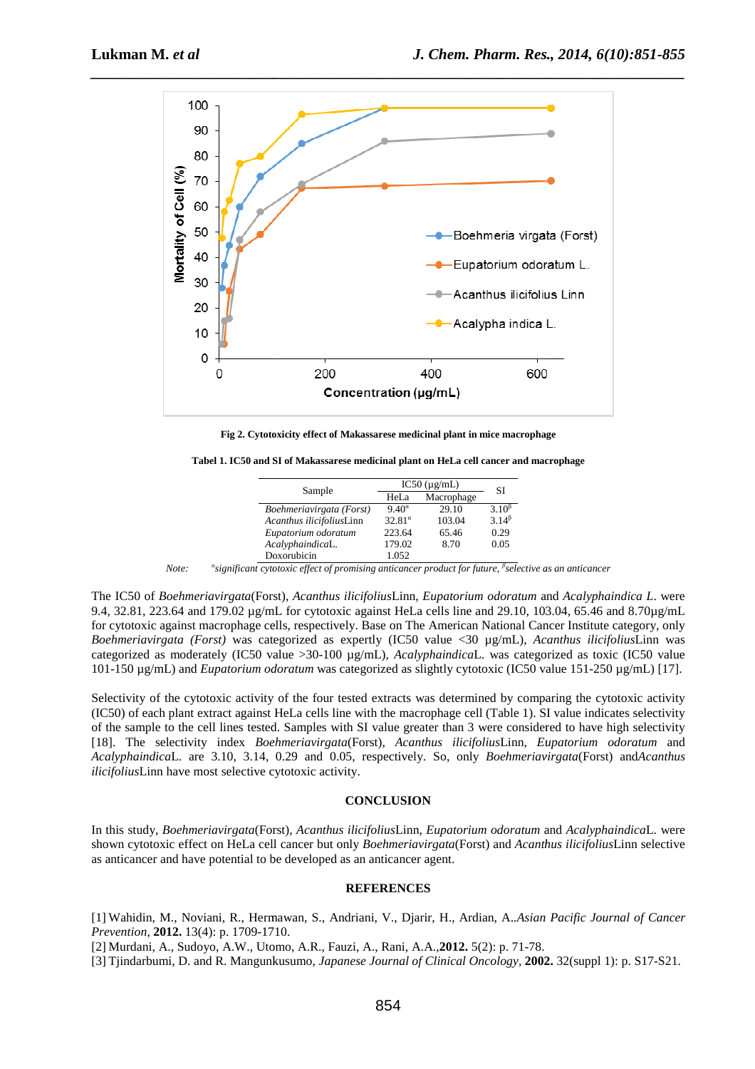Fig 2. Cytotoxicity effect of Makassarese medicinal plant in mice macrophage

**Tabel 1. IC50 and SI of Makassarese medicinal plant on HeLa cell cancer and macrophage**

| Sample | IC50 (µg/mL) | | SI |
|---|---|---|---|
| | HeLa | Macrophage | |
| *Boehmeriavirgata (Forst)* | 9.40[α] | 29.10 | 3.10[β] |
| *Acanthus ilicifolius*Linn | 32.81[α] | 103.04 | 3.14[β] |
| *Eupatorium odoratum* | 223.64 | 65.46 | 0.29 |
| *Acalyphaindica*L. | 179.02 | 8.70 | 0.05 |
| Doxorubicin | 1.052 | | |

*Note: [α]significant cytotoxic effect of promising anticancer product for future, [β]selective as an anticancer*

The IC50 of *Boehmeriavirgata*(Forst), *Acanthus ilicifolius*Linn, *Eupatorium odoratum* and *Acalyphaindica L.* were 9.4, 32.81, 223.64 and 179.02 µg/mL for cytotoxic against HeLa cells line and 29.10, 103.04, 65.46 and 8.70µg/mL for cytotoxic against macrophage cells, respectively. Base on The American National Cancer Institute category, only *Boehmeriavirgata (Forst)* was categorized as expertly (IC50 value <30 µg/mL), *Acanthus ilicifolius*Linn was categorized as moderately (IC50 value >30-100 µg/mL), *Acalyphaindica*L. was categorized as toxic (IC50 value 101-150 µg/mL) and *Eupatorium odoratum* was categorized as slightly cytotoxic (IC50 value 151-250 µg/mL) [17].

Selectivity of the cytotoxic activity of the four tested extracts was determined by comparing the cytotoxic activity (IC50) of each plant extract against HeLa cells line with the macrophage cell (Table 1). SI value indicates selectivity of the sample to the cell lines tested. Samples with SI value greater than 3 were considered to have high selectivity [18]. The selectivity index *Boehmeriavirgata*(Forst), *Acanthus ilicifolius*Linn, *Eupatorium odoratum* and *Acalyphaindica*L. are 3.10, 3.14, 0.29 and 0.05, respectively. So, only *Boehmeriavirgata*(Forst) and*Acanthus ilicifolius*Linn have most selective cytotoxic activity.

## CONCLUSION

In this study, *Boehmeriavirgata*(Forst), *Acanthus ilicifolius*Linn, *Eupatorium odoratum* and *Acalyphaindica*L. were shown cytotoxic effect on HeLa cell cancer but only *Boehmeriavirgata*(Forst) and *Acanthus ilicifolius*Linn selective as anticancer and have potential to be developed as an anticancer agent.

## REFERENCES

[1] Wahidin, M., Noviani, R., Hermawan, S., Andriani, V., Djarir, H., Ardian, A..*Asian Pacific Journal of Cancer Prevention*, **2012.** 13(4): p. 1709-1710.

[2] Murdani, A., Sudoyo, A.W., Utomo, A.R., Fauzi, A., Rani, A.A.,**2012.** 5(2): p. 71-78.

[3] Tjindarbumi, D. and R. Mangunkusumo, *Japanese Journal of Clinical Oncology*, **2002.** 32(suppl 1): p. S17-S21.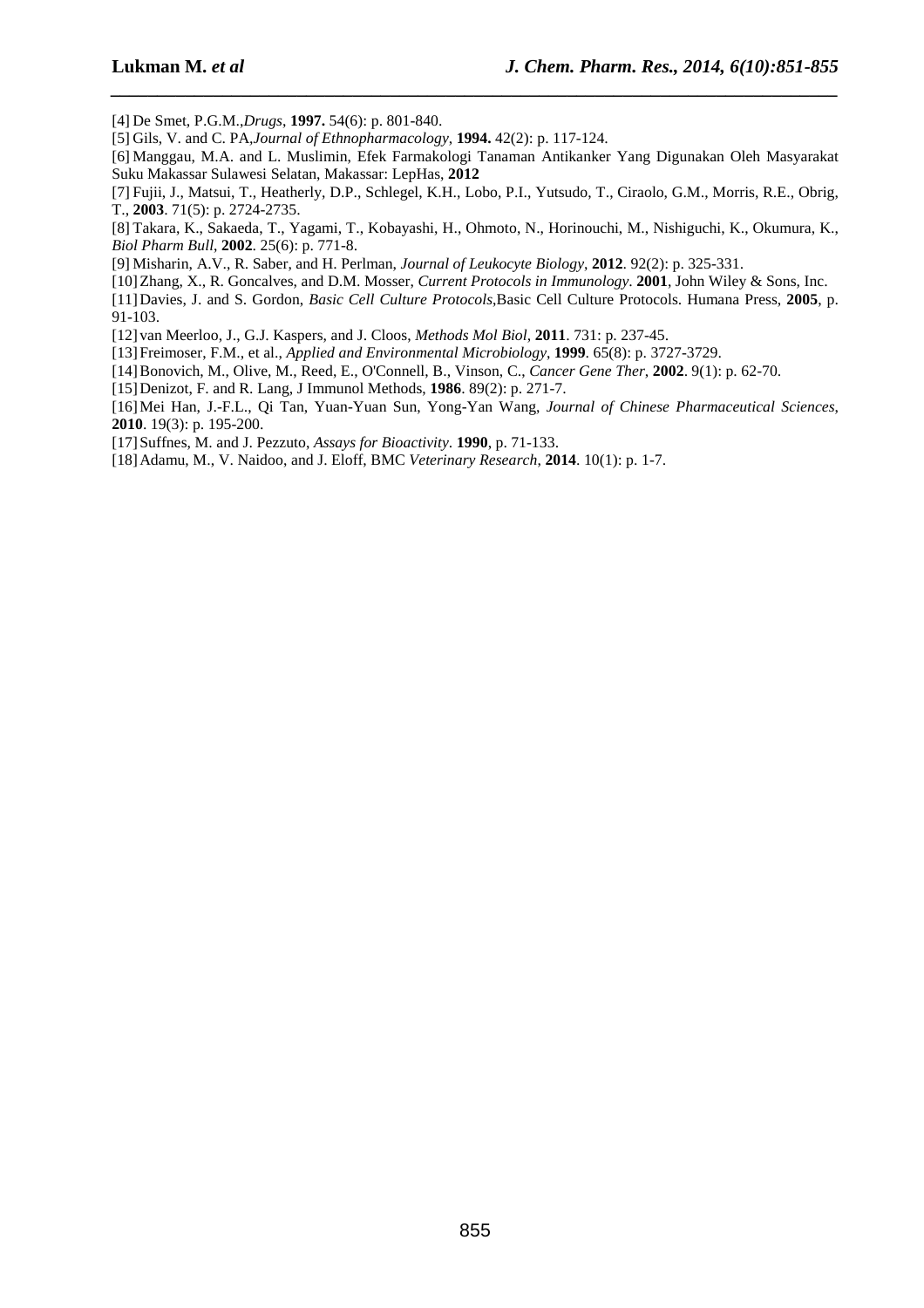[4] De Smet, P.G.M.,*Drugs*, **1997.** 54(6): p. 801-840.

[5] Gils, V. and C. PA,*Journal of Ethnopharmacology*, **1994.** 42(2): p. 117-124.

[6] Manggau, M.A. and L. Muslimin, Efek Farmakologi Tanaman Antikanker Yang Digunakan Oleh Masyarakat Suku Makassar Sulawesi Selatan, Makassar: LepHas, **2012**

[7] Fujii, J., Matsui, T., Heatherly, D.P., Schlegel, K.H., Lobo, P.I., Yutsudo, T., Ciraolo, G.M., Morris, R.E., Obrig, T., **2003**. 71(5): p. 2724-2735.

[8] Takara, K., Sakaeda, T., Yagami, T., Kobayashi, H., Ohmoto, N., Horinouchi, M., Nishiguchi, K., Okumura, K., *Biol Pharm Bull*, **2002**. 25(6): p. 771-8.

[9] Misharin, A.V., R. Saber, and H. Perlman, *Journal of Leukocyte Biology*, **2012**. 92(2): p. 325-331.

[10] Zhang, X., R. Goncalves, and D.M. Mosser, *Current Protocols in Immunology*. **2001**, John Wiley & Sons, Inc.

[11] Davies, J. and S. Gordon, *Basic Cell Culture Protocols*,Basic Cell Culture Protocols. Humana Press, **2005**, p. 91-103.

[12] van Meerloo, J., G.J. Kaspers, and J. Cloos, *Methods Mol Biol*, **2011**. 731: p. 237-45.

[13] Freimoser, F.M., et al., *Applied and Environmental Microbiology*, **1999**. 65(8): p. 3727-3729.

[14] Bonovich, M., Olive, M., Reed, E., O'Connell, B., Vinson, C., *Cancer Gene Ther*, **2002**. 9(1): p. 62-70.

[15] Denizot, F. and R. Lang, J Immunol Methods, **1986**. 89(2): p. 271-7.

[16] Mei Han, J.-F.L., Qi Tan, Yuan-Yuan Sun, Yong-Yan Wang, *Journal of Chinese Pharmaceutical Sciences*, **2010**. 19(3): p. 195-200.

[17] Suffnes, M. and J. Pezzuto, *Assays for Bioactivity*. **1990**, p. 71-133.

[18] Adamu, M., V. Naidoo, and J. Eloff, BMC *Veterinary Research*, **2014**. 10(1): p. 1-7.